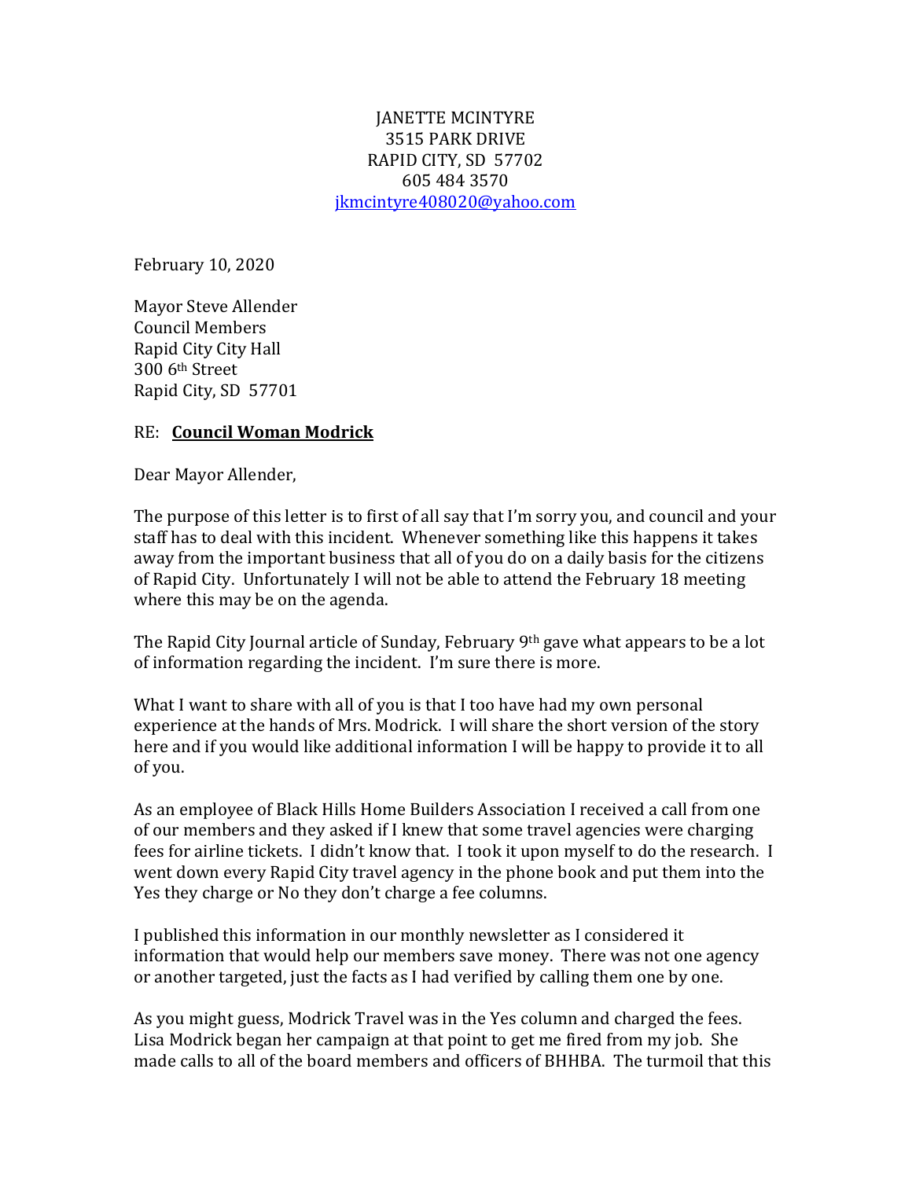JANETTE MCINTYRE
3515 PARK DRIVE
RAPID CITY, SD 57702
605 484 3570
jkmcintyre408020@yahoo.com

February 10, 2020

Mayor Steve Allender
Council Members
Rapid City City Hall
300 6th Street
Rapid City, SD 57701

RE: **Council Woman Modrick**

Dear Mayor Allender,

The purpose of this letter is to first of all say that I'm sorry you, and council and your staff has to deal with this incident. Whenever something like this happens it takes away from the important business that all of you do on a daily basis for the citizens of Rapid City. Unfortunately I will not be able to attend the February 18 meeting where this may be on the agenda.

The Rapid City Journal article of Sunday, February 9th gave what appears to be a lot of information regarding the incident. I'm sure there is more.

What I want to share with all of you is that I too have had my own personal experience at the hands of Mrs. Modrick. I will share the short version of the story here and if you would like additional information I will be happy to provide it to all of you.

As an employee of Black Hills Home Builders Association I received a call from one of our members and they asked if I knew that some travel agencies were charging fees for airline tickets. I didn't know that. I took it upon myself to do the research. I went down every Rapid City travel agency in the phone book and put them into the Yes they charge or No they don't charge a fee columns.

I published this information in our monthly newsletter as I considered it information that would help our members save money. There was not one agency or another targeted, just the facts as I had verified by calling them one by one.

As you might guess, Modrick Travel was in the Yes column and charged the fees. Lisa Modrick began her campaign at that point to get me fired from my job. She made calls to all of the board members and officers of BHHBA. The turmoil that this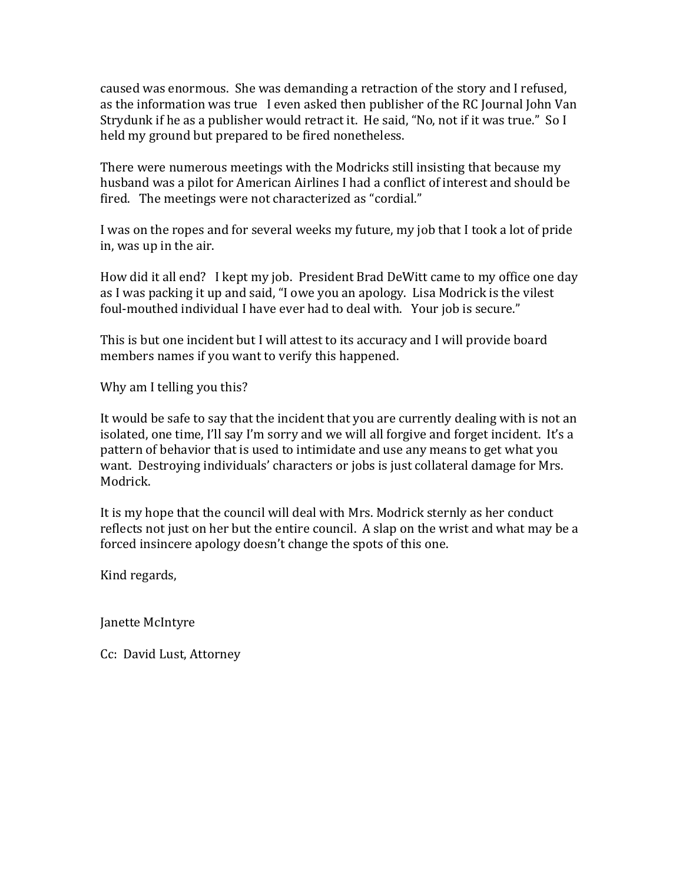caused was enormous. She was demanding a retraction of the story and I refused, as the information was true I even asked then publisher of the RC Journal John Van Strydunk if he as a publisher would retract it. He said, "No, not if it was true." So I held my ground but prepared to be fired nonetheless.

There were numerous meetings with the Modricks still insisting that because my husband was a pilot for American Airlines I had a conflict of interest and should be fired. The meetings were not characterized as "cordial."

I was on the ropes and for several weeks my future, my job that I took a lot of pride in, was up in the air.

How did it all end? I kept my job. President Brad DeWitt came to my office one day as I was packing it up and said, "I owe you an apology. Lisa Modrick is the vilest foul-mouthed individual I have ever had to deal with. Your job is secure."

This is but one incident but I will attest to its accuracy and I will provide board members names if you want to verify this happened.

Why am I telling you this?

It would be safe to say that the incident that you are currently dealing with is not an isolated, one time, I'll say I'm sorry and we will all forgive and forget incident. It's a pattern of behavior that is used to intimidate and use any means to get what you want. Destroying individuals' characters or jobs is just collateral damage for Mrs. Modrick.

It is my hope that the council will deal with Mrs. Modrick sternly as her conduct reflects not just on her but the entire council. A slap on the wrist and what may be a forced insincere apology doesn't change the spots of this one.

Kind regards,

Janette McIntyre

Cc: David Lust, Attorney